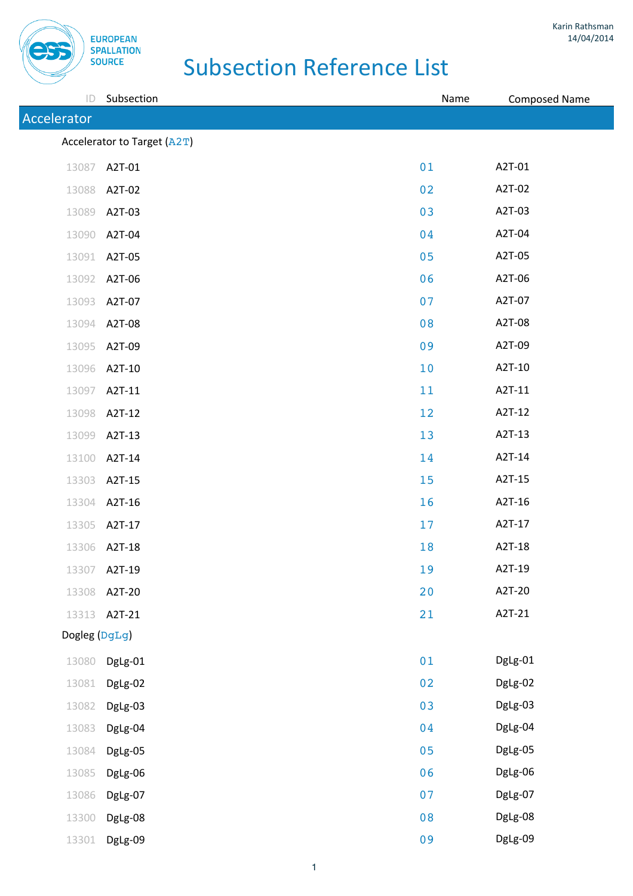Karin Rathsman
14/04/2014

# Subsection Reference List

| ID | Subsection | Name | Composed Name |
|---|---|---|---|

## Accelerator

### Accelerator to Target (A2T)

| ID | Subsection | Name | Composed Name |
|---|---|---|---|
| 13087 | A2T-01 | 01 | A2T-01 |
| 13088 | A2T-02 | 02 | A2T-02 |
| 13089 | A2T-03 | 03 | A2T-03 |
| 13090 | A2T-04 | 04 | A2T-04 |
| 13091 | A2T-05 | 05 | A2T-05 |
| 13092 | A2T-06 | 06 | A2T-06 |
| 13093 | A2T-07 | 07 | A2T-07 |
| 13094 | A2T-08 | 08 | A2T-08 |
| 13095 | A2T-09 | 09 | A2T-09 |
| 13096 | A2T-10 | 10 | A2T-10 |
| 13097 | A2T-11 | 11 | A2T-11 |
| 13098 | A2T-12 | 12 | A2T-12 |
| 13099 | A2T-13 | 13 | A2T-13 |
| 13100 | A2T-14 | 14 | A2T-14 |
| 13303 | A2T-15 | 15 | A2T-15 |
| 13304 | A2T-16 | 16 | A2T-16 |
| 13305 | A2T-17 | 17 | A2T-17 |
| 13306 | A2T-18 | 18 | A2T-18 |
| 13307 | A2T-19 | 19 | A2T-19 |
| 13308 | A2T-20 | 20 | A2T-20 |
| 13313 | A2T-21 | 21 | A2T-21 |

### Dogleg (DgLg)

| ID | Subsection | Name | Composed Name |
|---|---|---|---|
| 13080 | DgLg-01 | 01 | DgLg-01 |
| 13081 | DgLg-02 | 02 | DgLg-02 |
| 13082 | DgLg-03 | 03 | DgLg-03 |
| 13083 | DgLg-04 | 04 | DgLg-04 |
| 13084 | DgLg-05 | 05 | DgLg-05 |
| 13085 | DgLg-06 | 06 | DgLg-06 |
| 13086 | DgLg-07 | 07 | DgLg-07 |
| 13300 | DgLg-08 | 08 | DgLg-08 |
| 13301 | DgLg-09 | 09 | DgLg-09 |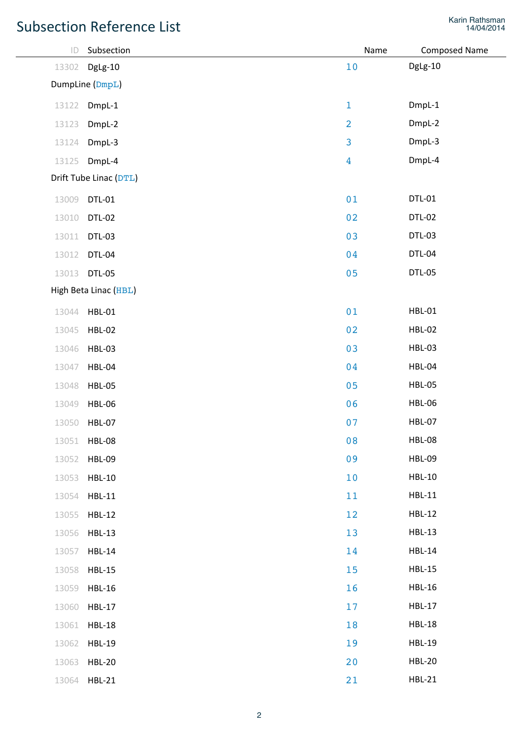# Subsection Reference List

| ID | Subsection | Name | Composed Name |
|---|---|---|---|
| 13302 | DgLg-10 | 10 | DgLg-10 |
| | DumpLine (DmpL) | | |
| 13122 | DmpL-1 | 1 | DmpL-1 |
| 13123 | DmpL-2 | 2 | DmpL-2 |
| 13124 | DmpL-3 | 3 | DmpL-3 |
| 13125 | DmpL-4 | 4 | DmpL-4 |
| | Drift Tube Linac (DTL) | | |
| 13009 | DTL-01 | 01 | DTL-01 |
| 13010 | DTL-02 | 02 | DTL-02 |
| 13011 | DTL-03 | 03 | DTL-03 |
| 13012 | DTL-04 | 04 | DTL-04 |
| 13013 | DTL-05 | 05 | DTL-05 |
| | High Beta Linac (HBL) | | |
| 13044 | HBL-01 | 01 | HBL-01 |
| 13045 | HBL-02 | 02 | HBL-02 |
| 13046 | HBL-03 | 03 | HBL-03 |
| 13047 | HBL-04 | 04 | HBL-04 |
| 13048 | HBL-05 | 05 | HBL-05 |
| 13049 | HBL-06 | 06 | HBL-06 |
| 13050 | HBL-07 | 07 | HBL-07 |
| 13051 | HBL-08 | 08 | HBL-08 |
| 13052 | HBL-09 | 09 | HBL-09 |
| 13053 | HBL-10 | 10 | HBL-10 |
| 13054 | HBL-11 | 11 | HBL-11 |
| 13055 | HBL-12 | 12 | HBL-12 |
| 13056 | HBL-13 | 13 | HBL-13 |
| 13057 | HBL-14 | 14 | HBL-14 |
| 13058 | HBL-15 | 15 | HBL-15 |
| 13059 | HBL-16 | 16 | HBL-16 |
| 13060 | HBL-17 | 17 | HBL-17 |
| 13061 | HBL-18 | 18 | HBL-18 |
| 13062 | HBL-19 | 19 | HBL-19 |
| 13063 | HBL-20 | 20 | HBL-20 |
| 13064 | HBL-21 | 21 | HBL-21 |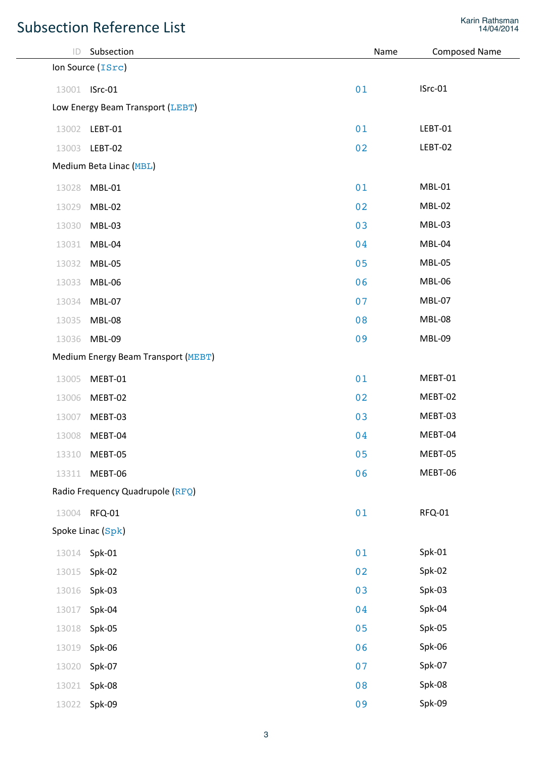# Subsection Reference List

Karin Rathsman
14/04/2014

| ID | Subsection | Name | Composed Name |
|---|---|---|---|
| | Ion Source (ISrc) | | |
| 13001 | ISrc-01 | 01 | ISrc-01 |
| | Low Energy Beam Transport (LEBT) | | |
| 13002 | LEBT-01 | 01 | LEBT-01 |
| 13003 | LEBT-02 | 02 | LEBT-02 |
| | Medium Beta Linac (MBL) | | |
| 13028 | MBL-01 | 01 | MBL-01 |
| 13029 | MBL-02 | 02 | MBL-02 |
| 13030 | MBL-03 | 03 | MBL-03 |
| 13031 | MBL-04 | 04 | MBL-04 |
| 13032 | MBL-05 | 05 | MBL-05 |
| 13033 | MBL-06 | 06 | MBL-06 |
| 13034 | MBL-07 | 07 | MBL-07 |
| 13035 | MBL-08 | 08 | MBL-08 |
| 13036 | MBL-09 | 09 | MBL-09 |
| | Medium Energy Beam Transport (MEBT) | | |
| 13005 | MEBT-01 | 01 | MEBT-01 |
| 13006 | MEBT-02 | 02 | MEBT-02 |
| 13007 | MEBT-03 | 03 | MEBT-03 |
| 13008 | MEBT-04 | 04 | MEBT-04 |
| 13310 | MEBT-05 | 05 | MEBT-05 |
| 13311 | MEBT-06 | 06 | MEBT-06 |
| | Radio Frequency Quadrupole (RFQ) | | |
| 13004 | RFQ-01 | 01 | RFQ-01 |
| | Spoke Linac (Spk) | | |
| 13014 | Spk-01 | 01 | Spk-01 |
| 13015 | Spk-02 | 02 | Spk-02 |
| 13016 | Spk-03 | 03 | Spk-03 |
| 13017 | Spk-04 | 04 | Spk-04 |
| 13018 | Spk-05 | 05 | Spk-05 |
| 13019 | Spk-06 | 06 | Spk-06 |
| 13020 | Spk-07 | 07 | Spk-07 |
| 13021 | Spk-08 | 08 | Spk-08 |
| 13022 | Spk-09 | 09 | Spk-09 |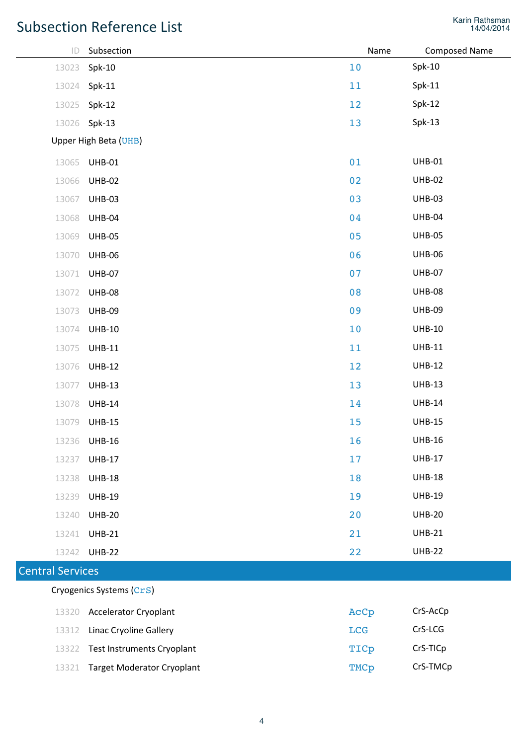# Subsection Reference List

| ID | Subsection | Name | Composed Name |
|---|---|---|---|
| 13023 | Spk-10 | 10 | Spk-10 |
| 13024 | Spk-11 | 11 | Spk-11 |
| 13025 | Spk-12 | 12 | Spk-12 |
| 13026 | Spk-13 | 13 | Spk-13 |

Upper High Beta (UHB)

| ID | Subsection | Name | Composed Name |
|---|---|---|---|
| 13065 | UHB-01 | 01 | UHB-01 |
| 13066 | UHB-02 | 02 | UHB-02 |
| 13067 | UHB-03 | 03 | UHB-03 |
| 13068 | UHB-04 | 04 | UHB-04 |
| 13069 | UHB-05 | 05 | UHB-05 |
| 13070 | UHB-06 | 06 | UHB-06 |
| 13071 | UHB-07 | 07 | UHB-07 |
| 13072 | UHB-08 | 08 | UHB-08 |
| 13073 | UHB-09 | 09 | UHB-09 |
| 13074 | UHB-10 | 10 | UHB-10 |
| 13075 | UHB-11 | 11 | UHB-11 |
| 13076 | UHB-12 | 12 | UHB-12 |
| 13077 | UHB-13 | 13 | UHB-13 |
| 13078 | UHB-14 | 14 | UHB-14 |
| 13079 | UHB-15 | 15 | UHB-15 |
| 13236 | UHB-16 | 16 | UHB-16 |
| 13237 | UHB-17 | 17 | UHB-17 |
| 13238 | UHB-18 | 18 | UHB-18 |
| 13239 | UHB-19 | 19 | UHB-19 |
| 13240 | UHB-20 | 20 | UHB-20 |
| 13241 | UHB-21 | 21 | UHB-21 |
| 13242 | UHB-22 | 22 | UHB-22 |

## Central Services

Cryogenics Systems (CrS)

| ID | Subsection | Name | Composed Name |
|---|---|---|---|
| 13320 | Accelerator Cryoplant | AcCp | CrS-AcCp |
| 13312 | Linac Cryoline Gallery | LCG | CrS-LCG |
| 13322 | Test Instruments Cryoplant | TICp | CrS-TICp |
| 13321 | Target Moderator Cryoplant | TMCp | CrS-TMCp |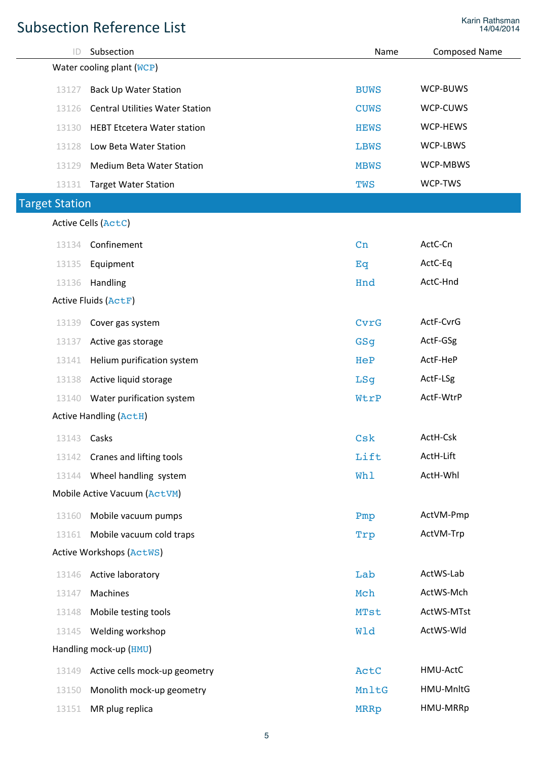# Subsection Reference List

| ID | Subsection | Name | Composed Name |
|---|---|---|---|
| | **Water cooling plant (WCP)** | | |
| 13127 | Back Up Water Station | BUWS | WCP-BUWS |
| 13126 | Central Utilities Water Station | CUWS | WCP-CUWS |
| 13130 | HEBT Etcetera Water station | HEWS | WCP-HEWS |
| 13128 | Low Beta Water Station | LBWS | WCP-LBWS |
| 13129 | Medium Beta Water Station | MBWS | WCP-MBWS |
| 13131 | Target Water Station | TWS | WCP-TWS |

## Target Station

| ID | Subsection | Name | Composed Name |
|---|---|---|---|
| | **Active Cells (ActC)** | | |
| 13134 | Confinement | Cn | ActC-Cn |
| 13135 | Equipment | Eq | ActC-Eq |
| 13136 | Handling | Hnd | ActC-Hnd |
| | **Active Fluids (ActF)** | | |
| 13139 | Cover gas system | CvrG | ActF-CvrG |
| 13137 | Active gas storage | GSg | ActF-GSg |
| 13141 | Helium purification system | HeP | ActF-HeP |
| 13138 | Active liquid storage | LSg | ActF-LSg |
| 13140 | Water purification system | WtrP | ActF-WtrP |
| | **Active Handling (ActH)** | | |
| 13143 | Casks | Csk | ActH-Csk |
| 13142 | Cranes and lifting tools | Lift | ActH-Lift |
| 13144 | Wheel handling system | Whl | ActH-Whl |
| | **Mobile Active Vacuum (ActVM)** | | |
| 13160 | Mobile vacuum pumps | Pmp | ActVM-Pmp |
| 13161 | Mobile vacuum cold traps | Trp | ActVM-Trp |
| | **Active Workshops (ActWS)** | | |
| 13146 | Active laboratory | Lab | ActWS-Lab |
| 13147 | Machines | Mch | ActWS-Mch |
| 13148 | Mobile testing tools | MTst | ActWS-MTst |
| 13145 | Welding workshop | Wld | ActWS-Wld |
| | **Handling mock-up (HMU)** | | |
| 13149 | Active cells mock-up geometry | ActC | HMU-ActC |
| 13150 | Monolith mock-up geometry | MnltG | HMU-MnltG |
| 13151 | MR plug replica | MRRp | HMU-MRRp |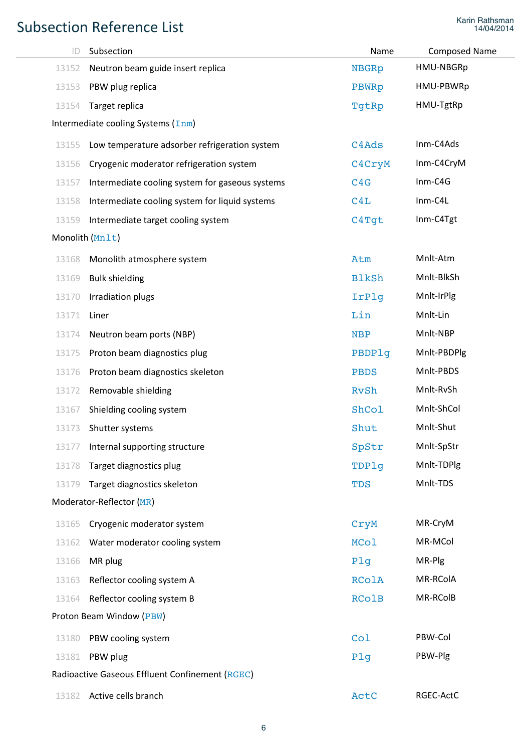# Subsection Reference List

| ID | Subsection | Name | Composed Name |
|---|---|---|---|
| 13152 | Neutron beam guide insert replica | NBGRp | HMU-NBGRp |
| 13153 | PBW plug replica | PBWRp | HMU-PBWRp |
| 13154 | Target replica | TgtRp | HMU-TgtRp |
| | **Intermediate cooling Systems (Inm)** | | |
| 13155 | Low temperature adsorber refrigeration system | C4Ads | Inm-C4Ads |
| 13156 | Cryogenic moderator refrigeration system | C4CryM | Inm-C4CryM |
| 13157 | Intermediate cooling system for gaseous systems | C4G | Inm-C4G |
| 13158 | Intermediate cooling system for liquid systems | C4L | Inm-C4L |
| 13159 | Intermediate target cooling system | C4Tgt | Inm-C4Tgt |
| | **Monolith (Mnlt)** | | |
| 13168 | Monolith atmosphere system | Atm | Mnlt-Atm |
| 13169 | Bulk shielding | BlkSh | Mnlt-BlkSh |
| 13170 | Irradiation plugs | IrPlg | Mnlt-IrPlg |
| 13171 | Liner | Lin | Mnlt-Lin |
| 13174 | Neutron beam ports (NBP) | NBP | Mnlt-NBP |
| 13175 | Proton beam diagnostics plug | PBDPlg | Mnlt-PBDPlg |
| 13176 | Proton beam diagnostics skeleton | PBDS | Mnlt-PBDS |
| 13172 | Removable shielding | RvSh | Mnlt-RvSh |
| 13167 | Shielding cooling system | ShCol | Mnlt-ShCol |
| 13173 | Shutter systems | Shut | Mnlt-Shut |
| 13177 | Internal supporting structure | SpStr | Mnlt-SpStr |
| 13178 | Target diagnostics plug | TDPlg | Mnlt-TDPlg |
| 13179 | Target diagnostics skeleton | TDS | Mnlt-TDS |
| | **Moderator-Reflector (MR)** | | |
| 13165 | Cryogenic moderator system | CryM | MR-CryM |
| 13162 | Water moderator cooling system | MCol | MR-MCol |
| 13166 | MR plug | Plg | MR-Plg |
| 13163 | Reflector cooling system A | RColA | MR-RColA |
| 13164 | Reflector cooling system B | RColB | MR-RColB |
| | **Proton Beam Window (PBW)** | | |
| 13180 | PBW cooling system | Col | PBW-Col |
| 13181 | PBW plug | Plg | PBW-Plg |
| | **Radioactive Gaseous Effluent Confinement (RGEC)** | | |
| 13182 | Active cells branch | ActC | RGEC-ActC |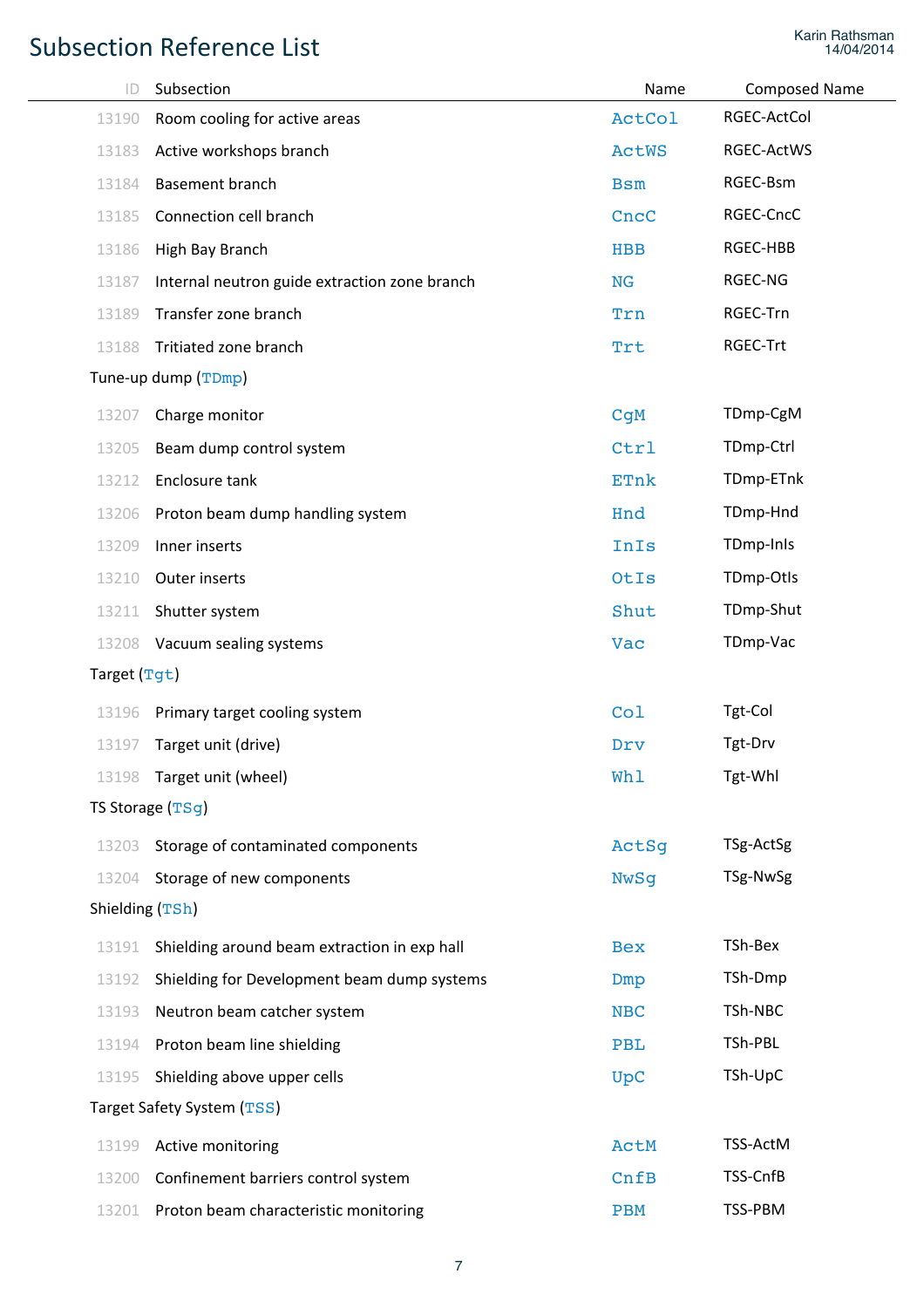# Subsection Reference List

| ID | Subsection | Name | Composed Name |
|---|---|---|---|
| 13190 | Room cooling for active areas | ActCol | RGEC-ActCol |
| 13183 | Active workshops branch | ActWS | RGEC-ActWS |
| 13184 | Basement branch | Bsm | RGEC-Bsm |
| 13185 | Connection cell branch | CncC | RGEC-CncC |
| 13186 | High Bay Branch | HBB | RGEC-HBB |
| 13187 | Internal neutron guide extraction zone branch | NG | RGEC-NG |
| 13189 | Transfer zone branch | Trn | RGEC-Trn |
| 13188 | Tritiated zone branch | Trt | RGEC-Trt |
| | **Tune-up dump (TDmp)** | | |
| 13207 | Charge monitor | CgM | TDmp-CgM |
| 13205 | Beam dump control system | Ctrl | TDmp-Ctrl |
| 13212 | Enclosure tank | ETnk | TDmp-ETnk |
| 13206 | Proton beam dump handling system | Hnd | TDmp-Hnd |
| 13209 | Inner inserts | InIs | TDmp-InIs |
| 13210 | Outer inserts | OtIs | TDmp-OtIs |
| 13211 | Shutter system | Shut | TDmp-Shut |
| 13208 | Vacuum sealing systems | Vac | TDmp-Vac |
| | **Target (Tgt)** | | |
| 13196 | Primary target cooling system | Col | Tgt-Col |
| 13197 | Target unit (drive) | Drv | Tgt-Drv |
| 13198 | Target unit (wheel) | Whl | Tgt-Whl |
| | **TS Storage (TSg)** | | |
| 13203 | Storage of contaminated components | ActSg | TSg-ActSg |
| 13204 | Storage of new components | NwSg | TSg-NwSg |
| | **Shielding (TSh)** | | |
| 13191 | Shielding around beam extraction in exp hall | Bex | TSh-Bex |
| 13192 | Shielding for Development beam dump systems | Dmp | TSh-Dmp |
| 13193 | Neutron beam catcher system | NBC | TSh-NBC |
| 13194 | Proton beam line shielding | PBL | TSh-PBL |
| 13195 | Shielding above upper cells | UpC | TSh-UpC |
| | **Target Safety System (TSS)** | | |
| 13199 | Active monitoring | ActM | TSS-ActM |
| 13200 | Confinement barriers control system | CnfB | TSS-CnfB |
| 13201 | Proton beam characteristic monitoring | PBM | TSS-PBM |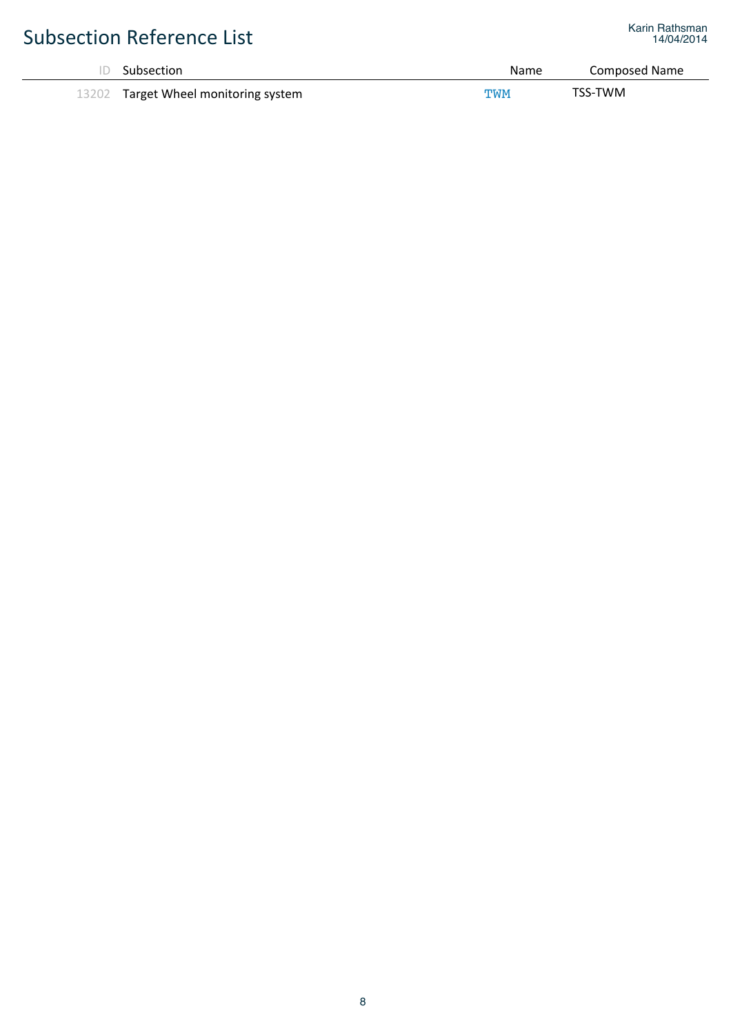# Subsection Reference List

| ID | Subsection | Name | Composed Name |
|---|---|---|---|
| 13202 | Target Wheel monitoring system | TWM | TSS-TWM |